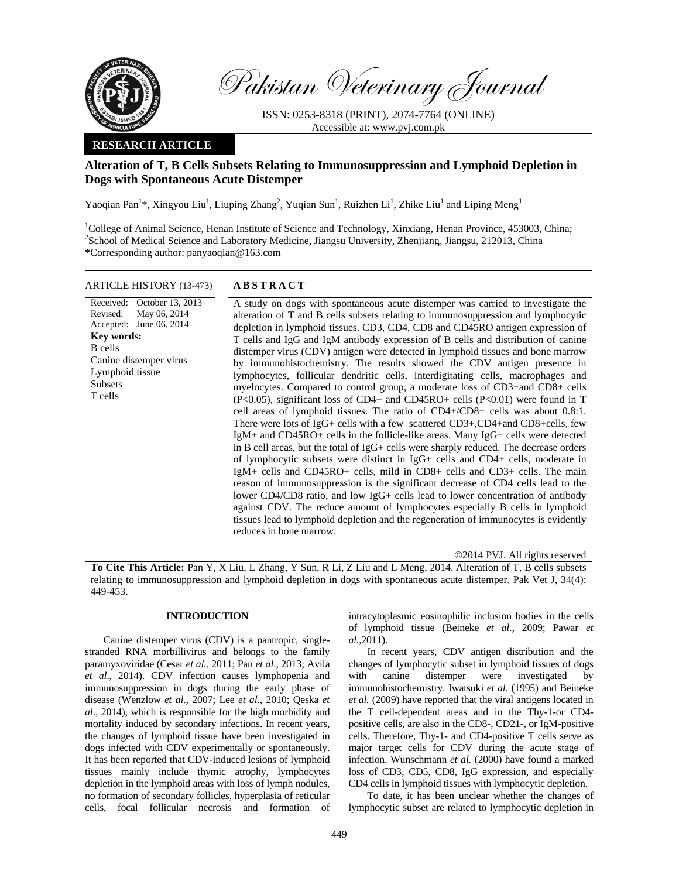Pakistan Veterinary Journal

ISSN: 0253-8318 (PRINT), 2074-7764 (ONLINE)
Accessible at: www.pvj.com.pk

**RESEARCH ARTICLE**

# Alteration of T, B Cells Subsets Relating to Immunosuppression and Lymphoid Depletion in Dogs with Spontaneous Acute Distemper

Yaoqian Pan[1]*, Xingyou Liu[1], Liuping Zhang[2], Yuqian Sun[1], Ruizhen Li[1], Zhike Liu[1] and Liping Meng[1]

[1]College of Animal Science, Henan Institute of Science and Technology, Xinxiang, Henan Province, 453003, China;
[2]School of Medical Science and Laboratory Medicine, Jiangsu University, Zhenjiang, Jiangsu, 212013, China
*Corresponding author: panyaoqian@163.com

ARTICLE HISTORY (13-473)

Received: October 13, 2013
Revised: May 06, 2014
Accepted: June 06, 2014

**Key words:**
B cells
Canine distemper virus
Lymphoid tissue
Subsets
T cells

## ABSTRACT

A study on dogs with spontaneous acute distemper was carried to investigate the alteration of T and B cells subsets relating to immunosuppression and lymphocytic depletion in lymphoid tissues. CD3, CD4, CD8 and CD45RO antigen expression of T cells and IgG and IgM antibody expression of B cells and distribution of canine distemper virus (CDV) antigen were detected in lymphoid tissues and bone marrow by immunohistochemistry. The results showed the CDV antigen presence in lymphocytes, follicular dendritic cells, interdigitating cells, macrophages and myelocytes. Compared to control group, a moderate loss of CD3+and CD8+ cells ($P<0.05$), significant loss of CD4+ and CD45RO+ cells ($P<0.01$) were found in T cell areas of lymphoid tissues. The ratio of CD4+/CD8+ cells was about 0.8:1. There were lots of IgG+ cells with a few scattered CD3+,CD4+and CD8+cells, few IgM+ and CD45RO+ cells in the follicle-like areas. Many IgG+ cells were detected in B cell areas, but the total of IgG+ cells were sharply reduced. The decrease orders of lymphocytic subsets were distinct in IgG+ cells and CD4+ cells, moderate in IgM+ cells and CD45RO+ cells, mild in CD8+ cells and CD3+ cells. The main reason of immunosuppression is the significant decrease of CD4 cells lead to the lower CD4/CD8 ratio, and low IgG+ cells lead to lower concentration of antibody against CDV. The reduce amount of lymphocytes especially B cells in lymphoid tissues lead to lymphoid depletion and the regeneration of immunocytes is evidently reduces in bone marrow.

©2014 PVJ. All rights reserved

**To Cite This Article:** Pan Y, X Liu, L Zhang, Y Sun, R Li, Z Liu and L Meng, 2014. Alteration of T, B cells subsets relating to immunosuppression and lymphoid depletion in dogs with spontaneous acute distemper. Pak Vet J, 34(4): 449-453.

## INTRODUCTION

Canine distemper virus (CDV) is a pantropic, single-stranded RNA morbillivirus and belongs to the family paramyxoviridae (Cesar *et al.,* 2011; Pan *et al*., 2013; Avila *et al*., 2014). CDV infection causes lymphopenia and immunosuppression in dogs during the early phase of disease (Wenzlow *et al.,* 2007; Lee *et al.,* 2010; Qeska *et al*., 2014), which is responsible for the high morbidity and mortality induced by secondary infections. In recent years, the changes of lymphoid tissue have been investigated in dogs infected with CDV experimentally or spontaneously. It has been reported that CDV-induced lesions of lymphoid tissues mainly include thymic atrophy, lymphocytes depletion in the lymphoid areas with loss of lymph nodules, no formation of secondary follicles, hyperplasia of reticular cells, focal follicular necrosis and formation of intracytoplasmic eosinophilic inclusion bodies in the cells of lymphoid tissue (Beineke *et al.,* 2009; Pawar *et al.,*2011).

In recent years, CDV antigen distribution and the changes of lymphocytic subset in lymphoid tissues of dogs with canine distemper were investigated by immunohistochemistry. Iwatsuki *et al.* (1995) and Beineke *et al.* (2009) have reported that the viral antigens located in the T cell-dependent areas and in the Thy-1-or CD4-positive cells, are also in the CD8-, CD21-, or IgM-positive cells. Therefore, Thy-1- and CD4-positive T cells serve as major target cells for CDV during the acute stage of infection. Wunschmann *et al.* (2000) have found a marked loss of CD3, CD5, CD8, IgG expression, and especially CD4 cells in lymphoid tissues with lymphocytic depletion.

To date, it has been unclear whether the changes of lymphocytic subset are related to lymphocytic depletion in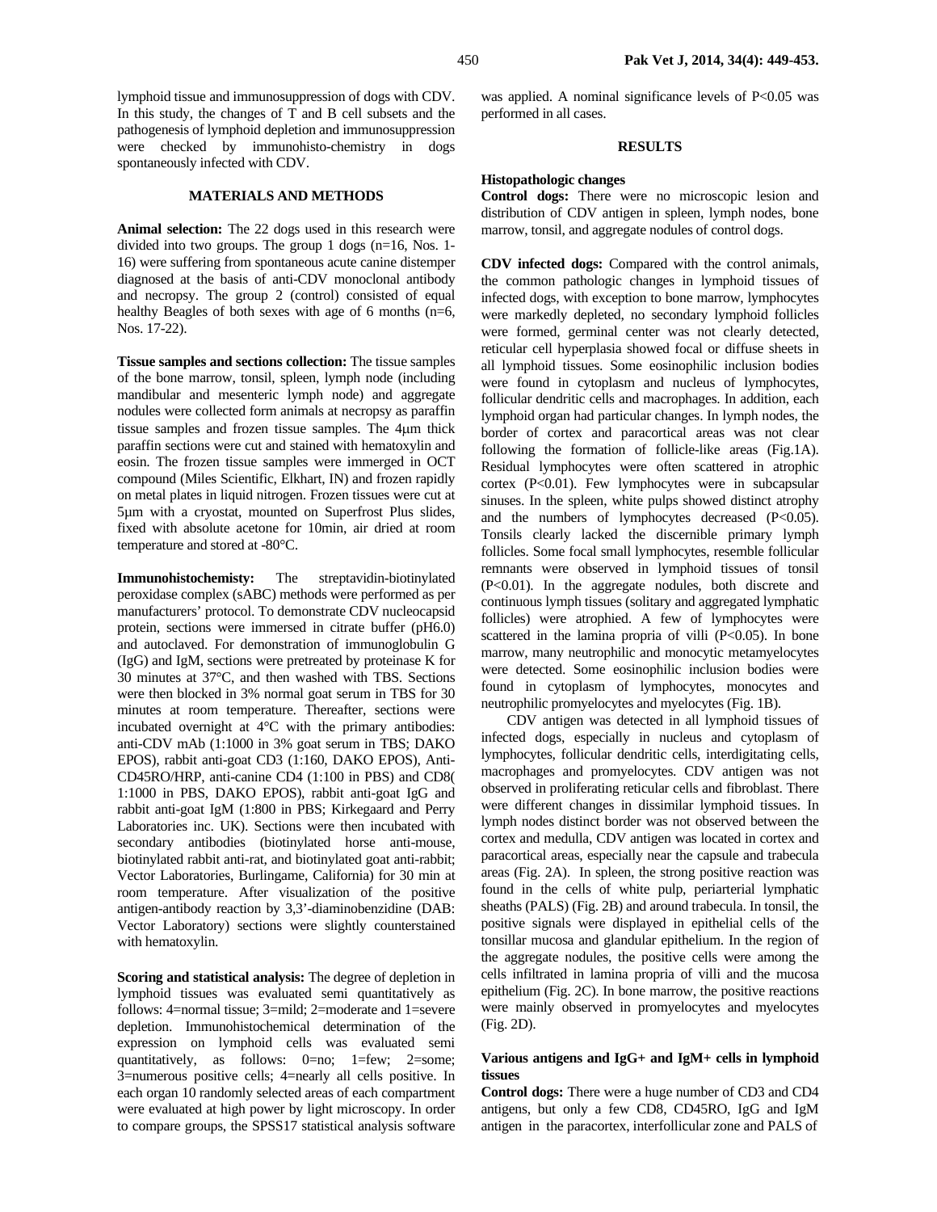lymphoid tissue and immunosuppression of dogs with CDV. In this study, the changes of T and B cell subsets and the pathogenesis of lymphoid depletion and immunosuppression were checked by immunohisto-chemistry in dogs spontaneously infected with CDV.

## MATERIALS AND METHODS

**Animal selection:** The 22 dogs used in this research were divided into two groups. The group 1 dogs (n=16, Nos. 1-16) were suffering from spontaneous acute canine distemper diagnosed at the basis of anti-CDV monoclonal antibody and necropsy. The group 2 (control) consisted of equal healthy Beagles of both sexes with age of 6 months (n=6, Nos. 17-22).

**Tissue samples and sections collection:** The tissue samples of the bone marrow, tonsil, spleen, lymph node (including mandibular and mesenteric lymph node) and aggregate nodules were collected form animals at necropsy as paraffin tissue samples and frozen tissue samples. The 4μm thick paraffin sections were cut and stained with hematoxylin and eosin. The frozen tissue samples were immerged in OCT compound (Miles Scientific, Elkhart, IN) and frozen rapidly on metal plates in liquid nitrogen. Frozen tissues were cut at 5μm with a cryostat, mounted on Superfrost Plus slides, fixed with absolute acetone for 10min, air dried at room temperature and stored at -80°C.

**Immunohistochemisty:** The streptavidin-biotinylated peroxidase complex (sABC) methods were performed as per manufacturers' protocol. To demonstrate CDV nucleocapsid protein, sections were immersed in citrate buffer (pH6.0) and autoclaved. For demonstration of immunoglobulin G (IgG) and IgM, sections were pretreated by proteinase K for 30 minutes at 37°C, and then washed with TBS. Sections were then blocked in 3% normal goat serum in TBS for 30 minutes at room temperature. Thereafter, sections were incubated overnight at 4°C with the primary antibodies: anti-CDV mAb (1:1000 in 3% goat serum in TBS; DAKO EPOS), rabbit anti-goat CD3 (1:160, DAKO EPOS), Anti-CD45RO/HRP, anti-canine CD4 (1:100 in PBS) and CD8( 1:1000 in PBS, DAKO EPOS), rabbit anti-goat IgG and rabbit anti-goat IgM (1:800 in PBS; Kirkegaard and Perry Laboratories inc. UK). Sections were then incubated with secondary antibodies (biotinylated horse anti-mouse, biotinylated rabbit anti-rat, and biotinylated goat anti-rabbit; Vector Laboratories, Burlingame, California) for 30 min at room temperature. After visualization of the positive antigen-antibody reaction by 3,3'-diaminobenzidine (DAB: Vector Laboratory) sections were slightly counterstained with hematoxylin.

**Scoring and statistical analysis:** The degree of depletion in lymphoid tissues was evaluated semi quantitatively as follows: 4=normal tissue; 3=mild; 2=moderate and 1=severe depletion. Immunohistochemical determination of the expression on lymphoid cells was evaluated semi quantitatively, as follows: 0=no; 1=few; 2=some; 3=numerous positive cells; 4=nearly all cells positive. In each organ 10 randomly selected areas of each compartment were evaluated at high power by light microscopy. In order to compare groups, the SPSS17 statistical analysis software was applied. A nominal significance levels of $P<0.05$ was performed in all cases.

## RESULTS

### Histopathologic changes

**Control dogs:** There were no microscopic lesion and distribution of CDV antigen in spleen, lymph nodes, bone marrow, tonsil, and aggregate nodules of control dogs.

**CDV infected dogs:** Compared with the control animals, the common pathologic changes in lymphoid tissues of infected dogs, with exception to bone marrow, lymphocytes were markedly depleted, no secondary lymphoid follicles were formed, germinal center was not clearly detected, reticular cell hyperplasia showed focal or diffuse sheets in all lymphoid tissues. Some eosinophilic inclusion bodies were found in cytoplasm and nucleus of lymphocytes, follicular dendritic cells and macrophages. In addition, each lymphoid organ had particular changes. In lymph nodes, the border of cortex and paracortical areas was not clear following the formation of follicle-like areas (Fig.1A). Residual lymphocytes were often scattered in atrophic cortex ($P<0.01$). Few lymphocytes were in subcapsular sinuses. In the spleen, white pulps showed distinct atrophy and the numbers of lymphocytes decreased ($P<0.05$). Tonsils clearly lacked the discernible primary lymph follicles. Some focal small lymphocytes, resemble follicular remnants were observed in lymphoid tissues of tonsil ($P<0.01$). In the aggregate nodules, both discrete and continuous lymph tissues (solitary and aggregated lymphatic follicles) were atrophied. A few of lymphocytes were scattered in the lamina propria of villi ($P<0.05$). In bone marrow, many neutrophilic and monocytic metamyelocytes were detected. Some eosinophilic inclusion bodies were found in cytoplasm of lymphocytes, monocytes and neutrophilic promyelocytes and myelocytes (Fig. 1B).

CDV antigen was detected in all lymphoid tissues of infected dogs, especially in nucleus and cytoplasm of lymphocytes, follicular dendritic cells, interdigitating cells, macrophages and promyelocytes. CDV antigen was not observed in proliferating reticular cells and fibroblast. There were different changes in dissimilar lymphoid tissues. In lymph nodes distinct border was not observed between the cortex and medulla, CDV antigen was located in cortex and paracortical areas, especially near the capsule and trabecula areas (Fig. 2A). In spleen, the strong positive reaction was found in the cells of white pulp, periarterial lymphatic sheaths (PALS) (Fig. 2B) and around trabecula. In tonsil, the positive signals were displayed in epithelial cells of the tonsillar mucosa and glandular epithelium. In the region of the aggregate nodules, the positive cells were among the cells infiltrated in lamina propria of villi and the mucosa epithelium (Fig. 2C). In bone marrow, the positive reactions were mainly observed in promyelocytes and myelocytes (Fig. 2D).

### Various antigens and IgG+ and IgM+ cells in lymphoid tissues

**Control dogs:** There were a huge number of CD3 and CD4 antigens, but only a few CD8, CD45RO, IgG and IgM antigen in the paracortex, interfollicular zone and PALS of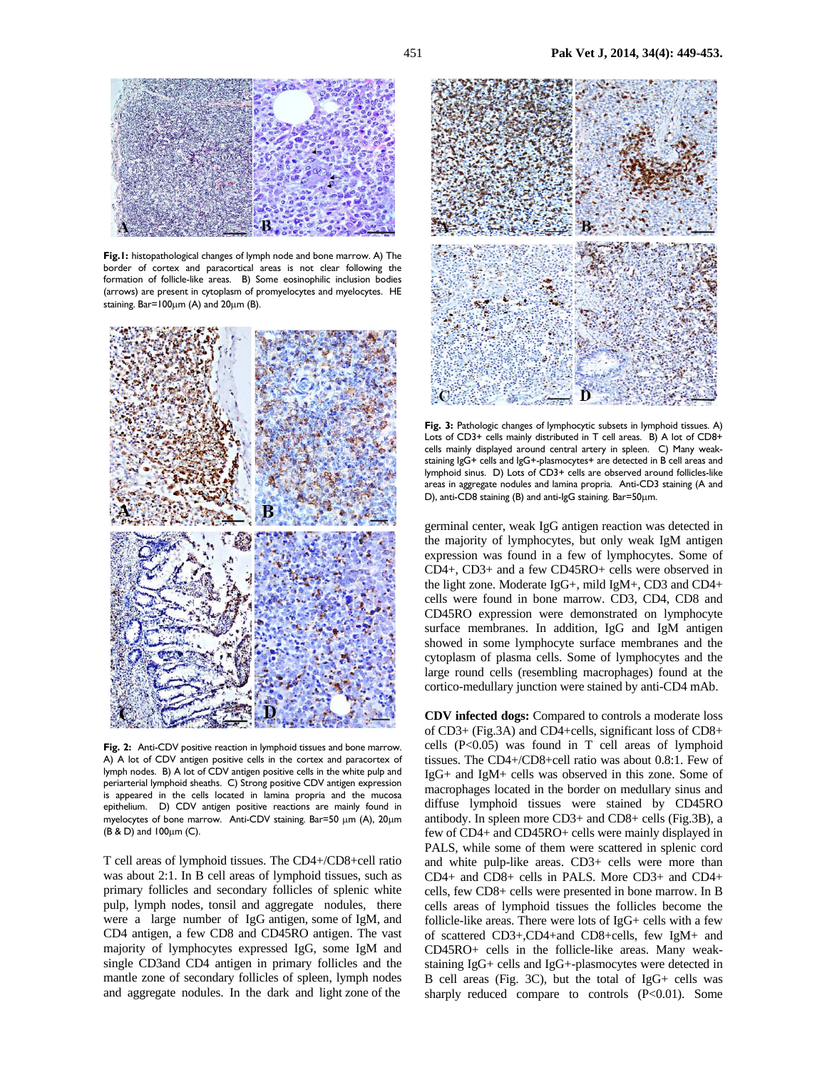Fig.1: histopathological changes of lymph node and bone marrow. A) The border of cortex and paracortical areas is not clear following the formation of follicle-like areas. B) Some eosinophilic inclusion bodies (arrows) are present in cytoplasm of promyelocytes and myelocytes. HE staining. Bar=100μm (A) and 20μm (B).

Fig. 2: Anti-CDV positive reaction in lymphoid tissues and bone marrow. A) A lot of CDV antigen positive cells in the cortex and paracortex of lymph nodes. B) A lot of CDV antigen positive cells in the white pulp and periarterial lymphoid sheaths. C) Strong positive CDV antigen expression is appeared in the cells located in lamina propria and the mucosa epithelium. D) CDV antigen positive reactions are mainly found in myelocytes of bone marrow. Anti-CDV staining. Bar=50 μm (A), 20μm (B & D) and 100μm (C).

T cell areas of lymphoid tissues. The CD4+/CD8+cell ratio was about 2:1. In B cell areas of lymphoid tissues, such as primary follicles and secondary follicles of splenic white pulp, lymph nodes, tonsil and aggregate nodules, there were a large number of IgG antigen, some of IgM, and CD4 antigen, a few CD8 and CD45RO antigen. The vast majority of lymphocytes expressed IgG, some IgM and single CD3and CD4 antigen in primary follicles and the mantle zone of secondary follicles of spleen, lymph nodes and aggregate nodules. In the dark and light zone of the germinal center, weak IgG antigen reaction was detected in the majority of lymphocytes, but only weak IgM antigen expression was found in a few of lymphocytes. Some of CD4+, CD3+ and a few CD45RO+ cells were observed in the light zone. Moderate IgG+, mild IgM+, CD3 and CD4+ cells were found in bone marrow. CD3, CD4, CD8 and CD45RO expression were demonstrated on lymphocyte surface membranes. In addition, IgG and IgM antigen showed in some lymphocyte surface membranes and the cytoplasm of plasma cells. Some of lymphocytes and the large round cells (resembling macrophages) found at the cortico-medullary junction were stained by anti-CD4 mAb.

Fig. 3: Pathologic changes of lymphocytic subsets in lymphoid tissues. A) Lots of CD3+ cells mainly distributed in T cell areas. B) A lot of CD8+ cells mainly displayed around central artery in spleen. C) Many weak-staining IgG+ cells and IgG+-plasmocytes+ are detected in B cell areas and lymphoid sinus. D) Lots of CD3+ cells are observed around follicles-like areas in aggregate nodules and lamina propria. Anti-CD3 staining (A and D), anti-CD8 staining (B) and anti-IgG staining. Bar=50μm.

**CDV infected dogs:** Compared to controls a moderate loss of CD3+ (Fig.3A) and CD4+cells, significant loss of CD8+ cells ($P<0.05$) was found in T cell areas of lymphoid tissues. The CD4+/CD8+cell ratio was about 0.8:1. Few of IgG+ and IgM+ cells was observed in this zone. Some of macrophages located in the border on medullary sinus and diffuse lymphoid tissues were stained by CD45RO antibody. In spleen more CD3+ and CD8+ cells (Fig.3B), a few of CD4+ and CD45RO+ cells were mainly displayed in PALS, while some of them were scattered in splenic cord and white pulp-like areas. CD3+ cells were more than CD4+ and CD8+ cells in PALS. More CD3+ and CD4+ cells, few CD8+ cells were presented in bone marrow. In B cells areas of lymphoid tissues the follicles become the follicle-like areas. There were lots of IgG+ cells with a few of scattered CD3+,CD4+and CD8+cells, few IgM+ and CD45RO+ cells in the follicle-like areas. Many weak-staining IgG+ cells and IgG+-plasmocytes were detected in B cell areas (Fig. 3C), but the total of IgG+ cells was sharply reduced compare to controls ($P<0.01$). Some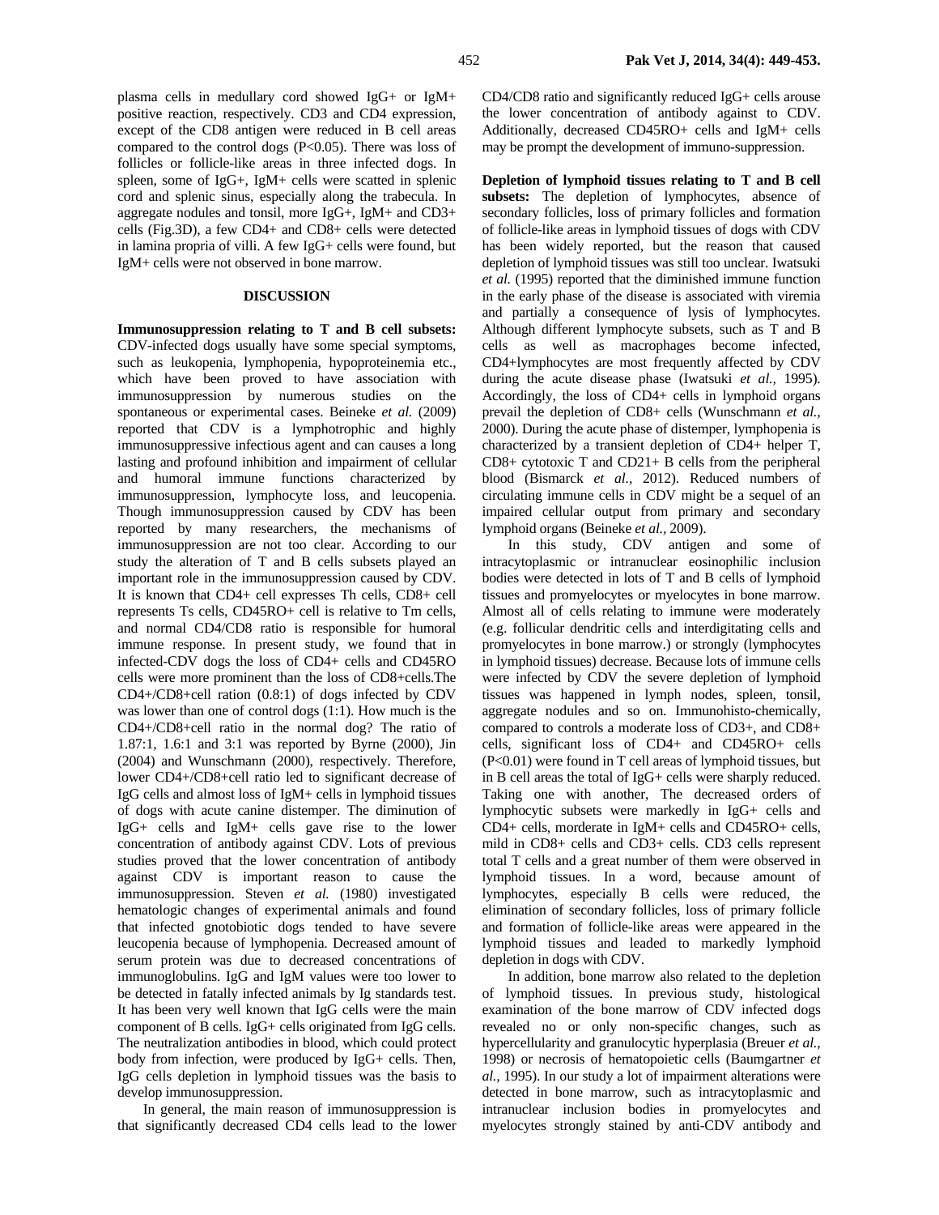plasma cells in medullary cord showed IgG+ or IgM+ positive reaction, respectively. CD3 and CD4 expression, except of the CD8 antigen were reduced in B cell areas compared to the control dogs (P<0.05). There was loss of follicles or follicle-like areas in three infected dogs. In spleen, some of IgG+, IgM+ cells were scatted in splenic cord and splenic sinus, especially along the trabecula. In aggregate nodules and tonsil, more IgG+, IgM+ and CD3+ cells (Fig.3D), a few CD4+ and CD8+ cells were detected in lamina propria of villi. A few IgG+ cells were found, but IgM+ cells were not observed in bone marrow.

## DISCUSSION

**Immunosuppression relating to T and B cell subsets:** CDV-infected dogs usually have some special symptoms, such as leukopenia, lymphopenia, hypoproteinemia etc., which have been proved to have association with immunosuppression by numerous studies on the spontaneous or experimental cases. Beineke *et al.* (2009) reported that CDV is a lymphotrophic and highly immunosuppressive infectious agent and can causes a long lasting and profound inhibition and impairment of cellular and humoral immune functions characterized by immunosuppression, lymphocyte loss, and leucopenia. Though immunosuppression caused by CDV has been reported by many researchers, the mechanisms of immunosuppression are not too clear. According to our study the alteration of T and B cells subsets played an important role in the immunosuppression caused by CDV. It is known that CD4+ cell expresses Th cells, CD8+ cell represents Ts cells, CD45RO+ cell is relative to Tm cells, and normal CD4/CD8 ratio is responsible for humoral immune response. In present study, we found that in infected-CDV dogs the loss of CD4+ cells and CD45RO cells were more prominent than the loss of CD8+cells.The CD4+/CD8+cell ration (0.8:1) of dogs infected by CDV was lower than one of control dogs (1:1). How much is the CD4+/CD8+cell ratio in the normal dog? The ratio of 1.87:1, 1.6:1 and 3:1 was reported by Byrne (2000), Jin (2004) and Wunschmann (2000), respectively. Therefore, lower CD4+/CD8+cell ratio led to significant decrease of IgG cells and almost loss of IgM+ cells in lymphoid tissues of dogs with acute canine distemper. The diminution of IgG+ cells and IgM+ cells gave rise to the lower concentration of antibody against CDV. Lots of previous studies proved that the lower concentration of antibody against CDV is important reason to cause the immunosuppression. Steven *et al.* (1980) investigated hematologic changes of experimental animals and found that infected gnotobiotic dogs tended to have severe leucopenia because of lymphopenia. Decreased amount of serum protein was due to decreased concentrations of immunoglobulins. IgG and IgM values were too lower to be detected in fatally infected animals by Ig standards test. It has been very well known that IgG cells were the main component of B cells. IgG+ cells originated from IgG cells. The neutralization antibodies in blood, which could protect body from infection, were produced by IgG+ cells. Then, IgG cells depletion in lymphoid tissues was the basis to develop immunosuppression.

In general, the main reason of immunosuppression is that significantly decreased CD4 cells lead to the lower CD4/CD8 ratio and significantly reduced IgG+ cells arouse the lower concentration of antibody against to CDV. Additionally, decreased CD45RO+ cells and IgM+ cells may be prompt the development of immuno-suppression.

**Depletion of lymphoid tissues relating to T and B cell subsets:** The depletion of lymphocytes, absence of secondary follicles, loss of primary follicles and formation of follicle-like areas in lymphoid tissues of dogs with CDV has been widely reported, but the reason that caused depletion of lymphoid tissues was still too unclear. Iwatsuki *et al.* (1995) reported that the diminished immune function in the early phase of the disease is associated with viremia and partially a consequence of lysis of lymphocytes. Although different lymphocyte subsets, such as T and B cells as well as macrophages become infected, CD4+lymphocytes are most frequently affected by CDV during the acute disease phase (Iwatsuki *et al.,* 1995). Accordingly, the loss of CD4+ cells in lymphoid organs prevail the depletion of CD8+ cells (Wunschmann *et al.,* 2000). During the acute phase of distemper, lymphopenia is characterized by a transient depletion of CD4+ helper T, CD8+ cytotoxic T and CD21+ B cells from the peripheral blood (Bismarck *et al.,* 2012). Reduced numbers of circulating immune cells in CDV might be a sequel of an impaired cellular output from primary and secondary lymphoid organs (Beineke *et al.,* 2009).

In this study, CDV antigen and some of intracytoplasmic or intranuclear eosinophilic inclusion bodies were detected in lots of T and B cells of lymphoid tissues and promyelocytes or myelocytes in bone marrow. Almost all of cells relating to immune were moderately (e.g. follicular dendritic cells and interdigitating cells and promyelocytes in bone marrow.) or strongly (lymphocytes in lymphoid tissues) decrease. Because lots of immune cells were infected by CDV the severe depletion of lymphoid tissues was happened in lymph nodes, spleen, tonsil, aggregate nodules and so on. Immunohisto-chemically, compared to controls a moderate loss of CD3+, and CD8+ cells, significant loss of CD4+ and CD45RO+ cells (P<0.01) were found in T cell areas of lymphoid tissues, but in B cell areas the total of IgG+ cells were sharply reduced. Taking one with another, The decreased orders of lymphocytic subsets were markedly in IgG+ cells and CD4+ cells, morderate in IgM+ cells and CD45RO+ cells, mild in CD8+ cells and CD3+ cells. CD3 cells represent total T cells and a great number of them were observed in lymphoid tissues. In a word, because amount of lymphocytes, especially B cells were reduced, the elimination of secondary follicles, loss of primary follicle and formation of follicle-like areas were appeared in the lymphoid tissues and leaded to markedly lymphoid depletion in dogs with CDV.

In addition, bone marrow also related to the depletion of lymphoid tissues. In previous study, histological examination of the bone marrow of CDV infected dogs revealed no or only non-specific changes, such as hypercellularity and granulocytic hyperplasia (Breuer *et al.,* 1998) or necrosis of hematopoietic cells (Baumgartner *et al.,* 1995). In our study a lot of impairment alterations were detected in bone marrow, such as intracytoplasmic and intranuclear inclusion bodies in promyelocytes and myelocytes strongly stained by anti-CDV antibody and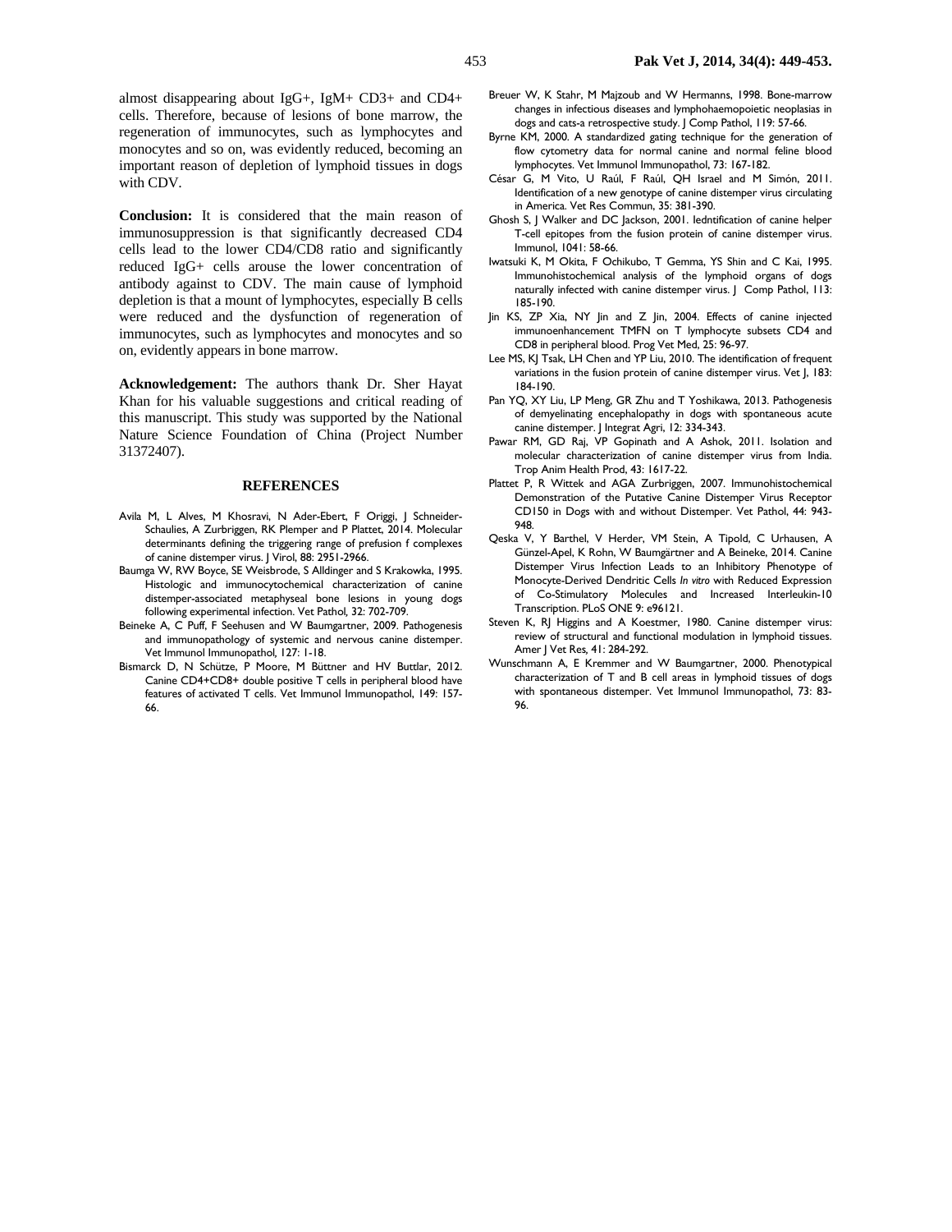almost disappearing about IgG+, IgM+ CD3+ and CD4+ cells. Therefore, because of lesions of bone marrow, the regeneration of immunocytes, such as lymphocytes and monocytes and so on, was evidently reduced, becoming an important reason of depletion of lymphoid tissues in dogs with CDV.

**Conclusion:** It is considered that the main reason of immunosuppression is that significantly decreased CD4 cells lead to the lower CD4/CD8 ratio and significantly reduced IgG+ cells arouse the lower concentration of antibody against to CDV. The main cause of lymphoid depletion is that a mount of lymphocytes, especially B cells were reduced and the dysfunction of regeneration of immunocytes, such as lymphocytes and monocytes and so on, evidently appears in bone marrow.

**Acknowledgement:** The authors thank Dr. Sher Hayat Khan for his valuable suggestions and critical reading of this manuscript. This study was supported by the National Nature Science Foundation of China (Project Number 31372407).

## REFERENCES

Avila M, L Alves, M Khosravi, N Ader-Ebert, F Origgi, J Schneider-Schaulies, A Zurbriggen, RK Plemper and P Plattet, 2014. Molecular determinants defining the triggering range of prefusion f complexes of canine distemper virus. J Virol, 88: 2951-2966.

Baumga W, RW Boyce, SE Weisbrode, S Alldinger and S Krakowka, 1995. Histologic and immunocytochemical characterization of canine distemper-associated metaphyseal bone lesions in young dogs following experimental infection. Vet Pathol, 32: 702-709.

Beineke A, C Puff, F Seehusen and W Baumgartner, 2009. Pathogenesis and immunopathology of systemic and nervous canine distemper. Vet Immunol Immunopathol, 127: 1-18.

Bismarck D, N Schütze, P Moore, M Büttner and HV Buttlar, 2012. Canine CD4+CD8+ double positive T cells in peripheral blood have features of activated T cells. Vet Immunol Immunopathol, 149: 157-66.

Breuer W, K Stahr, M Majzoub and W Hermanns, 1998. Bone-marrow changes in infectious diseases and lymphohaemopoietic neoplasias in dogs and cats-a retrospective study. J Comp Pathol, 119: 57-66.

Byrne KM, 2000. A standardized gating technique for the generation of flow cytometry data for normal canine and normal feline blood lymphocytes. Vet Immunol Immunopathol, 73: 167-182.

César G, M Vito, U Raúl, F Raúl, QH Israel and M Simón, 2011. Identification of a new genotype of canine distemper virus circulating in America. Vet Res Commun, 35: 381-390.

Ghosh S, J Walker and DC Jackson, 2001. Iedntification of canine helper T-cell epitopes from the fusion protein of canine distemper virus. Immunol, 1041: 58-66.

Iwatsuki K, M Okita, F Ochikubo, T Gemma, YS Shin and C Kai, 1995. Immunohistochemical analysis of the lymphoid organs of dogs naturally infected with canine distemper virus. J Comp Pathol, 113: 185-190.

Jin KS, ZP Xia, NY Jin and Z Jin, 2004. Effects of canine injected immunoenhancement TMFN on T lymphocyte subsets CD4 and CD8 in peripheral blood. Prog Vet Med, 25: 96-97.

Lee MS, KJ Tsak, LH Chen and YP Liu, 2010. The identification of frequent variations in the fusion protein of canine distemper virus. Vet J, 183: 184-190.

Pan YQ, XY Liu, LP Meng, GR Zhu and T Yoshikawa, 2013. Pathogenesis of demyelinating encephalopathy in dogs with spontaneous acute canine distemper. J Integrat Agri, 12: 334-343.

Pawar RM, GD Raj, VP Gopinath and A Ashok, 2011. Isolation and molecular characterization of canine distemper virus from India. Trop Anim Health Prod, 43: 1617-22.

Plattet P, R Wittek and AGA Zurbriggen, 2007. Immunohistochemical Demonstration of the Putative Canine Distemper Virus Receptor CD150 in Dogs with and without Distemper. Vet Pathol, 44: 943-948.

Qeska V, Y Barthel, V Herder, VM Stein, A Tipold, C Urhausen, A Günzel-Apel, K Rohn, W Baumgärtner and A Beineke, 2014. Canine Distemper Virus Infection Leads to an Inhibitory Phenotype of Monocyte-Derived Dendritic Cells *In vitro* with Reduced Expression of Co-Stimulatory Molecules and Increased Interleukin-10 Transcription. PLoS ONE 9: e96121.

Steven K, RJ Higgins and A Koestmer, 1980. Canine distemper virus: review of structural and functional modulation in lymphoid tissues. Amer J Vet Res, 41: 284-292.

Wunschmann A, E Kremmer and W Baumgartner, 2000. Phenotypical characterization of T and B cell areas in lymphoid tissues of dogs with spontaneous distemper. Vet Immunol Immunopathol, 73: 83-96.